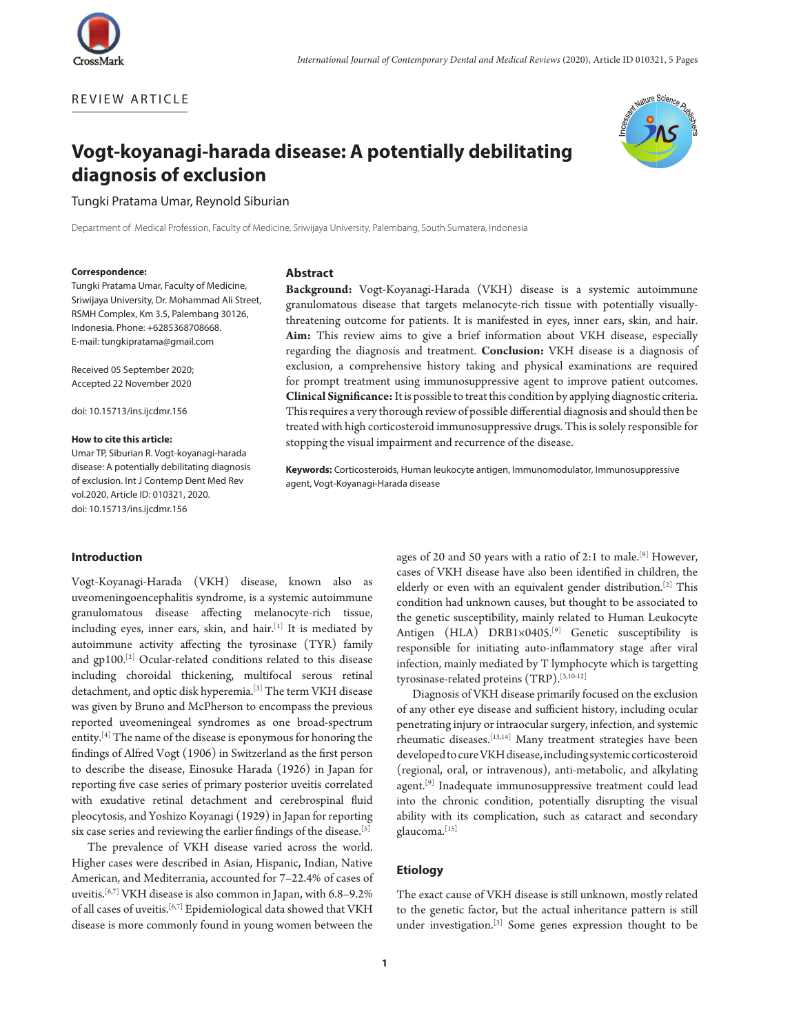REVIEW ARTICLE

# Vogt-koyanagi-harada disease: A potentially debilitating diagnosis of exclusion

Tungki Pratama Umar, Reynold Siburian

Department of Medical Profession, Faculty of Medicine, Sriwijaya University, Palembang, South Sumatera, Indonesia

**Correspondence:**
Tungki Pratama Umar, Faculty of Medicine, Sriwijaya University, Dr. Mohammad Ali Street, RSMH Complex, Km 3.5, Palembang 30126, Indonesia. Phone: +6285368708668. E-mail: tungkipratama@gmail.com

Received 05 September 2020; Accepted 22 November 2020

doi: 10.15713/ins.ijcdmr.156

**How to cite this article:**
Umar TP, Siburian R. Vogt-koyanagi-harada disease: A potentially debilitating diagnosis of exclusion. Int J Contemp Dent Med Rev vol.2020, Article ID: 010321, 2020. doi: 10.15713/ins.ijcdmr.156

## Abstract

**Background:** Vogt-Koyanagi-Harada (VKH) disease is a systemic autoimmune granulomatous disease that targets melanocyte-rich tissue with potentially visually-threatening outcome for patients. It is manifested in eyes, inner ears, skin, and hair. **Aim:** This review aims to give a brief information about VKH disease, especially regarding the diagnosis and treatment. **Conclusion:** VKH disease is a diagnosis of exclusion, a comprehensive history taking and physical examinations are required for prompt treatment using immunosuppressive agent to improve patient outcomes. **Clinical Significance:** It is possible to treat this condition by applying diagnostic criteria. This requires a very thorough review of possible differential diagnosis and should then be treated with high corticosteroid immunosuppressive drugs. This is solely responsible for stopping the visual impairment and recurrence of the disease.

**Keywords:** Corticosteroids, Human leukocyte antigen, Immunomodulator, Immunosuppressive agent, Vogt-Koyanagi-Harada disease

## Introduction

Vogt-Koyanagi-Harada (VKH) disease, known also as uveomeningoencephalitis syndrome, is a systemic autoimmune granulomatous disease affecting melanocyte-rich tissue, including eyes, inner ears, skin, and hair.[1] It is mediated by autoimmune activity affecting the tyrosinase (TYR) family and gp100.[2] Ocular-related conditions related to this disease including choroidal thickening, multifocal serous retinal detachment, and optic disk hyperemia.[3] The term VKH disease was given by Bruno and McPherson to encompass the previous reported uveomeningeal syndromes as one broad-spectrum entity.[4] The name of the disease is eponymous for honoring the findings of Alfred Vogt (1906) in Switzerland as the first person to describe the disease, Einosuke Harada (1926) in Japan for reporting five case series of primary posterior uveitis correlated with exudative retinal detachment and cerebrospinal fluid pleocytosis, and Yoshizo Koyanagi (1929) in Japan for reporting six case series and reviewing the earlier findings of the disease.[5]

The prevalence of VKH disease varied across the world. Higher cases were described in Asian, Hispanic, Indian, Native American, and Mediterrania, accounted for 7–22.4% of cases of uveitis.[6,7] VKH disease is also common in Japan, with 6.8–9.2% of all cases of uveitis.[6,7] Epidemiological data showed that VKH disease is more commonly found in young women between the ages of 20 and 50 years with a ratio of 2:1 to male.[8] However, cases of VKH disease have also been identified in children, the elderly or even with an equivalent gender distribution.[2] This condition had unknown causes, but thought to be associated to the genetic susceptibility, mainly related to Human Leukocyte Antigen (HLA) DRB1×0405.[9] Genetic susceptibility is responsible for initiating auto-inflammatory stage after viral infection, mainly mediated by T lymphocyte which is targetting tyrosinase-related proteins (TRP).[3,10-12]

Diagnosis of VKH disease primarily focused on the exclusion of any other eye disease and sufficient history, including ocular penetrating injury or intraocular surgery, infection, and systemic rheumatic diseases.[13,14] Many treatment strategies have been developed to cure VKH disease, including systemic corticosteroid (regional, oral, or intravenous), anti-metabolic, and alkylating agent.[9] Inadequate immunosuppressive treatment could lead into the chronic condition, potentially disrupting the visual ability with its complication, such as cataract and secondary glaucoma.[15]

## Etiology

The exact cause of VKH disease is still unknown, mostly related to the genetic factor, but the actual inheritance pattern is still under investigation.[3] Some genes expression thought to be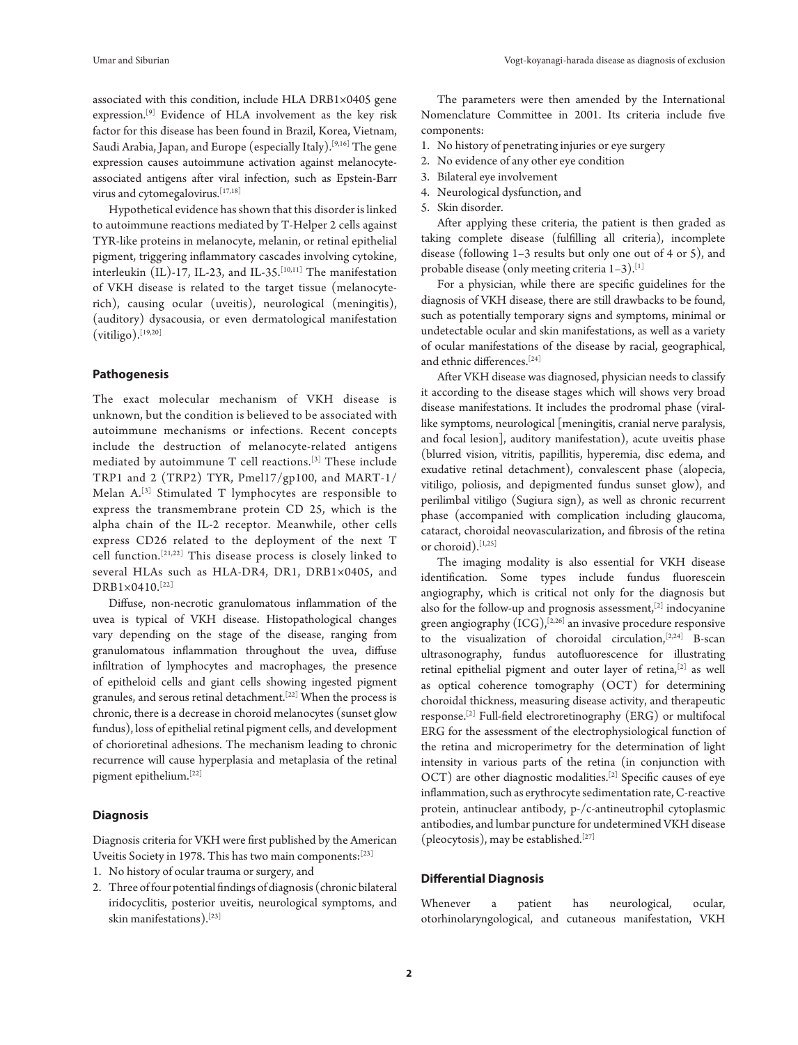associated with this condition, include HLA DRB1×0405 gene expression.[9] Evidence of HLA involvement as the key risk factor for this disease has been found in Brazil, Korea, Vietnam, Saudi Arabia, Japan, and Europe (especially Italy).[9,16] The gene expression causes autoimmune activation against melanocyte-associated antigens after viral infection, such as Epstein-Barr virus and cytomegalovirus.[17,18]

Hypothetical evidence has shown that this disorder is linked to autoimmune reactions mediated by T-Helper 2 cells against TYR-like proteins in melanocyte, melanin, or retinal epithelial pigment, triggering inflammatory cascades involving cytokine, interleukin (IL)-17, IL-23, and IL-35.[10,11] The manifestation of VKH disease is related to the target tissue (melanocyte-rich), causing ocular (uveitis), neurological (meningitis), (auditory) dysacousia, or even dermatological manifestation (vitiligo).[19,20]

## Pathogenesis

The exact molecular mechanism of VKH disease is unknown, but the condition is believed to be associated with autoimmune mechanisms or infections. Recent concepts include the destruction of melanocyte-related antigens mediated by autoimmune T cell reactions.[3] These include TRP1 and 2 (TRP2) TYR, Pmel17/gp100, and MART-1/Melan A.[3] Stimulated T lymphocytes are responsible to express the transmembrane protein CD 25, which is the alpha chain of the IL-2 receptor. Meanwhile, other cells express CD26 related to the deployment of the next T cell function.[21,22] This disease process is closely linked to several HLAs such as HLA-DR4, DR1, DRB1×0405, and DRB1×0410.[22]

Diffuse, non-necrotic granulomatous inflammation of the uvea is typical of VKH disease. Histopathological changes vary depending on the stage of the disease, ranging from granulomatous inflammation throughout the uvea, diffuse infiltration of lymphocytes and macrophages, the presence of epitheloid cells and giant cells showing ingested pigment granules, and serous retinal detachment.[22] When the process is chronic, there is a decrease in choroid melanocytes (sunset glow fundus), loss of epithelial retinal pigment cells, and development of chorioretinal adhesions. The mechanism leading to chronic recurrence will cause hyperplasia and metaplasia of the retinal pigment epithelium.[22]

## Diagnosis

Diagnosis criteria for VKH were first published by the American Uveitis Society in 1978. This has two main components:[23]

1. No history of ocular trauma or surgery, and
2. Three of four potential findings of diagnosis (chronic bilateral iridocyclitis, posterior uveitis, neurological symptoms, and skin manifestations).[23]

The parameters were then amended by the International Nomenclature Committee in 2001. Its criteria include five components:

1. No history of penetrating injuries or eye surgery
2. No evidence of any other eye condition
3. Bilateral eye involvement
4. Neurological dysfunction, and
5. Skin disorder.

After applying these criteria, the patient is then graded as taking complete disease (fulfilling all criteria), incomplete disease (following 1–3 results but only one out of 4 or 5), and probable disease (only meeting criteria 1–3).[1]

For a physician, while there are specific guidelines for the diagnosis of VKH disease, there are still drawbacks to be found, such as potentially temporary signs and symptoms, minimal or undetectable ocular and skin manifestations, as well as a variety of ocular manifestations of the disease by racial, geographical, and ethnic differences.[24]

After VKH disease was diagnosed, physician needs to classify it according to the disease stages which will shows very broad disease manifestations. It includes the prodromal phase (viral-like symptoms, neurological [meningitis, cranial nerve paralysis, and focal lesion], auditory manifestation), acute uveitis phase (blurred vision, vitritis, papillitis, hyperemia, disc edema, and exudative retinal detachment), convalescent phase (alopecia, vitiligo, poliosis, and depigmented fundus sunset glow), and perilimbal vitiligo (Sugiura sign), as well as chronic recurrent phase (accompanied with complication including glaucoma, cataract, choroidal neovascularization, and fibrosis of the retina or choroid).[1,25]

The imaging modality is also essential for VKH disease identification. Some types include fundus fluorescein angiography, which is critical not only for the diagnosis but also for the follow-up and prognosis assessment,[2] indocyanine green angiography (ICG),[2,26] an invasive procedure responsive to the visualization of choroidal circulation,[2,24] B-scan ultrasonography, fundus autofluorescence for illustrating retinal epithelial pigment and outer layer of retina,[2] as well as optical coherence tomography (OCT) for determining choroidal thickness, measuring disease activity, and therapeutic response.[2] Full-field electroretinography (ERG) or multifocal ERG for the assessment of the electrophysiological function of the retina and microperimetry for the determination of light intensity in various parts of the retina (in conjunction with OCT) are other diagnostic modalities.[2] Specific causes of eye inflammation, such as erythrocyte sedimentation rate, C-reactive protein, antinuclear antibody, p-/c-antineutrophil cytoplasmic antibodies, and lumbar puncture for undetermined VKH disease (pleocytosis), may be established.[27]

## Differential Diagnosis

Whenever a patient has neurological, ocular, otorhinolaryngological, and cutaneous manifestation, VKH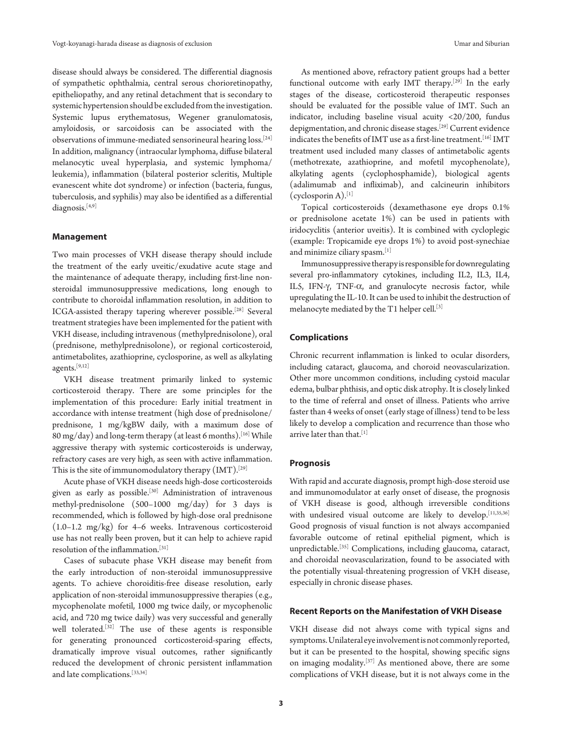disease should always be considered. The differential diagnosis of sympathetic ophthalmia, central serous chorioretinopathy, epitheliopathy, and any retinal detachment that is secondary to systemic hypertension should be excluded from the investigation. Systemic lupus erythematosus, Wegener granulomatosis, amyloidosis, or sarcoidosis can be associated with the observations of immune-mediated sensorineural hearing loss.[24] In addition, malignancy (intraocular lymphoma, diffuse bilateral melanocytic uveal hyperplasia, and systemic lymphoma/leukemia), inflammation (bilateral posterior scleritis, Multiple evanescent white dot syndrome) or infection (bacteria, fungus, tuberculosis, and syphilis) may also be identified as a differential diagnosis.[4,9]

### Management

Two main processes of VKH disease therapy should include the treatment of the early uveitic/exudative acute stage and the maintenance of adequate therapy, including first-line non-steroidal immunosuppressive medications, long enough to contribute to choroidal inflammation resolution, in addition to ICGA-assisted therapy tapering wherever possible.[28] Several treatment strategies have been implemented for the patient with VKH disease, including intravenous (methylprednisolone), oral (prednisone, methylprednisolone), or regional corticosteroid, antimetabolites, azathioprine, cyclosporine, as well as alkylating agents.[9,12]

VKH disease treatment primarily linked to systemic corticosteroid therapy. There are some principles for the implementation of this procedure: Early initial treatment in accordance with intense treatment (high dose of prednisolone/prednisone, 1 mg/kgBW daily, with a maximum dose of 80 mg/day) and long-term therapy (at least 6 months).[16] While aggressive therapy with systemic corticosteroids is underway, refractory cases are very high, as seen with active inflammation. This is the site of immunomodulatory therapy (IMT).[29]

Acute phase of VKH disease needs high-dose corticosteroids given as early as possible.[30] Administration of intravenous methyl-prednisolone (500–1000 mg/day) for 3 days is recommended, which is followed by high-dose oral prednisone (1.0–1.2 mg/kg) for 4–6 weeks. Intravenous corticosteroid use has not really been proven, but it can help to achieve rapid resolution of the inflammation.[31]

Cases of subacute phase VKH disease may benefit from the early introduction of non-steroidal immunosuppressive agents. To achieve choroiditis-free disease resolution, early application of non-steroidal immunosuppressive therapies (e.g., mycophenolate mofetil, 1000 mg twice daily, or mycophenolic acid, and 720 mg twice daily) was very successful and generally well tolerated.[32] The use of these agents is responsible for generating pronounced corticosteroid-sparing effects, dramatically improve visual outcomes, rather significantly reduced the development of chronic persistent inflammation and late complications.[33,34]

As mentioned above, refractory patient groups had a better functional outcome with early IMT therapy.[29] In the early stages of the disease, corticosteroid therapeutic responses should be evaluated for the possible value of IMT. Such an indicator, including baseline visual acuity <20/200, fundus depigmentation, and chronic disease stages.[29] Current evidence indicates the benefits of IMT use as a first-line treatment.[16] IMT treatment used included many classes of antimetabolic agents (methotrexate, azathioprine, and mofetil mycophenolate), alkylating agents (cyclophosphamide), biological agents (adalimumab and infliximab), and calcineurin inhibitors (cyclosporin A).[1]

Topical corticosteroids (dexamethasone eye drops 0.1% or prednisolone acetate 1%) can be used in patients with iridocyclitis (anterior uveitis). It is combined with cycloplegic (example: Tropicamide eye drops 1%) to avoid post-synechiae and minimize ciliary spasm.[1]

Immunosuppressive therapy is responsible for downregulating several pro-inflammatory cytokines, including IL2, IL3, IL4, IL5, IFN-γ, TNF-α, and granulocyte necrosis factor, while upregulating the IL-10. It can be used to inhibit the destruction of melanocyte mediated by the T1 helper cell.[3]

### Complications

Chronic recurrent inflammation is linked to ocular disorders, including cataract, glaucoma, and choroid neovascularization. Other more uncommon conditions, including cystoid macular edema, bulbar phthisis, and optic disk atrophy. It is closely linked to the time of referral and onset of illness. Patients who arrive faster than 4 weeks of onset (early stage of illness) tend to be less likely to develop a complication and recurrence than those who arrive later than that.[1]

### Prognosis

With rapid and accurate diagnosis, prompt high-dose steroid use and immunomodulator at early onset of disease, the prognosis of VKH disease is good, although irreversible conditions with undesired visual outcome are likely to develop.[11,35,36] Good prognosis of visual function is not always accompanied favorable outcome of retinal epithelial pigment, which is unpredictable.[35] Complications, including glaucoma, cataract, and choroidal neovascularization, found to be associated with the potentially visual-threatening progression of VKH disease, especially in chronic disease phases.

### Recent Reports on the Manifestation of VKH Disease

VKH disease did not always come with typical signs and symptoms. Unilateral eye involvement is not commonly reported, but it can be presented to the hospital, showing specific signs on imaging modality.[37] As mentioned above, there are some complications of VKH disease, but it is not always come in the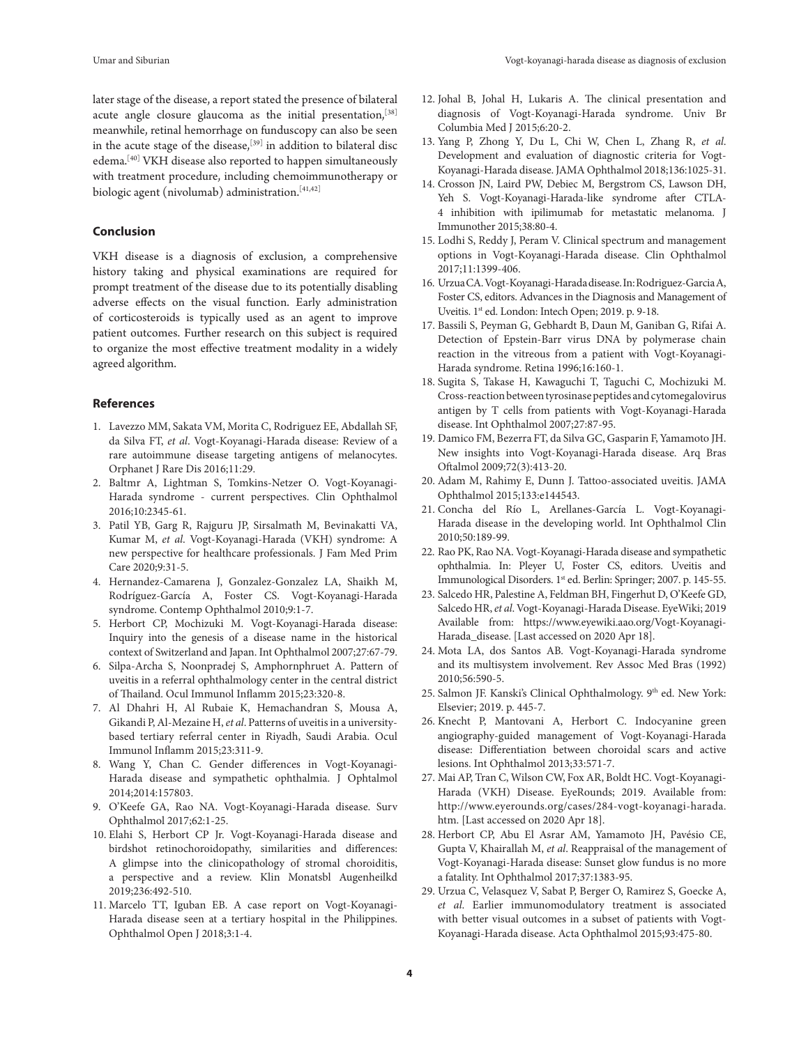later stage of the disease, a report stated the presence of bilateral acute angle closure glaucoma as the initial presentation,[38] meanwhile, retinal hemorrhage on funduscopy can also be seen in the acute stage of the disease,[39] in addition to bilateral disc edema.[40] VKH disease also reported to happen simultaneously with treatment procedure, including chemoimmunotherapy or biologic agent (nivolumab) administration.[41,42]

## Conclusion

VKH disease is a diagnosis of exclusion, a comprehensive history taking and physical examinations are required for prompt treatment of the disease due to its potentially disabling adverse effects on the visual function. Early administration of corticosteroids is typically used as an agent to improve patient outcomes. Further research on this subject is required to organize the most effective treatment modality in a widely agreed algorithm.

## References

1. Lavezzo MM, Sakata VM, Morita C, Rodriguez EE, Abdallah SF, da Silva FT, *et al*. Vogt-Koyanagi-Harada disease: Review of a rare autoimmune disease targeting antigens of melanocytes. Orphanet J Rare Dis 2016;11:29.
2. Baltmr A, Lightman S, Tomkins-Netzer O. Vogt-Koyanagi-Harada syndrome - current perspectives. Clin Ophthalmol 2016;10:2345-61.
3. Patil YB, Garg R, Rajguru JP, Sirsalmath M, Bevinakatti VA, Kumar M, *et al*. Vogt-Koyanagi-Harada (VKH) syndrome: A new perspective for healthcare professionals. J Fam Med Prim Care 2020;9:31-5.
4. Hernandez-Camarena J, Gonzalez-Gonzalez LA, Shaikh M, Rodríguez-García A, Foster CS. Vogt-Koyanagi-Harada syndrome. Contemp Ophthalmol 2010;9:1-7.
5. Herbort CP, Mochizuki M. Vogt-Koyanagi-Harada disease: Inquiry into the genesis of a disease name in the historical context of Switzerland and Japan. Int Ophthalmol 2007;27:67-79.
6. Silpa-Archa S, Noonpradej S, Amphornphruet A. Pattern of uveitis in a referral ophthalmology center in the central district of Thailand. Ocul Immunol Inflamm 2015;23:320-8.
7. Al Dhahri H, Al Rubaie K, Hemachandran S, Mousa A, Gikandi P, Al-Mezaine H, *et al*. Patterns of uveitis in a university-based tertiary referral center in Riyadh, Saudi Arabia. Ocul Immunol Inflamm 2015;23:311-9.
8. Wang Y, Chan C. Gender differences in Vogt-Koyanagi-Harada disease and sympathetic ophthalmia. J Ophtalmol 2014;2014:157803.
9. O'Keefe GA, Rao NA. Vogt-Koyanagi-Harada disease. Surv Ophthalmol 2017;62:1-25.
10. Elahi S, Herbort CP Jr. Vogt-Koyanagi-Harada disease and birdshot retinochoroidopathy, similarities and differences: A glimpse into the clinicopathology of stromal choroiditis, a perspective and a review. Klin Monatsbl Augenheilkd 2019;236:492-510.
11. Marcelo TT, Iguban EB. A case report on Vogt-Koyanagi-Harada disease seen at a tertiary hospital in the Philippines. Ophthalmol Open J 2018;3:1-4.
12. Johal B, Johal H, Lukaris A. The clinical presentation and diagnosis of Vogt-Koyanagi-Harada syndrome. Univ Br Columbia Med J 2015;6:20-2.
13. Yang P, Zhong Y, Du L, Chi W, Chen L, Zhang R, *et al*. Development and evaluation of diagnostic criteria for Vogt-Koyanagi-Harada disease. JAMA Ophthalmol 2018;136:1025-31.
14. Crosson JN, Laird PW, Debiec M, Bergstrom CS, Lawson DH, Yeh S. Vogt-Koyanagi-Harada-like syndrome after CTLA-4 inhibition with ipilimumab for metastatic melanoma. J Immunother 2015;38:80-4.
15. Lodhi S, Reddy J, Peram V. Clinical spectrum and management options in Vogt-Koyanagi-Harada disease. Clin Ophthalmol 2017;11:1399-406.
16. Urzua CA. Vogt-Koyanagi-Harada disease. In: Rodriguez-Garcia A, Foster CS, editors. Advances in the Diagnosis and Management of Uveitis. 1st ed. London: Intech Open; 2019. p. 9-18.
17. Bassili S, Peyman G, Gebhardt B, Daun M, Ganiban G, Rifai A. Detection of Epstein-Barr virus DNA by polymerase chain reaction in the vitreous from a patient with Vogt-Koyanagi-Harada syndrome. Retina 1996;16:160-1.
18. Sugita S, Takase H, Kawaguchi T, Taguchi C, Mochizuki M. Cross-reaction between tyrosinase peptides and cytomegalovirus antigen by T cells from patients with Vogt-Koyanagi-Harada disease. Int Ophthalmol 2007;27:87-95.
19. Damico FM, Bezerra FT, da Silva GC, Gasparin F, Yamamoto JH. New insights into Vogt-Koyanagi-Harada disease. Arq Bras Oftalmol 2009;72(3):413-20.
20. Adam M, Rahimy E, Dunn J. Tattoo-associated uveitis. JAMA Ophthalmol 2015;133:e144543.
21. Concha del Río L, Arellanes-García L. Vogt-Koyanagi-Harada disease in the developing world. Int Ophthalmol Clin 2010;50:189-99.
22. Rao PK, Rao NA. Vogt-Koyanagi-Harada disease and sympathetic ophthalmia. In: Pleyer U, Foster CS, editors. Uveitis and Immunological Disorders. 1st ed. Berlin: Springer; 2007. p. 145-55.
23. Salcedo HR, Palestine A, Feldman BH, Fingerhut D, O'Keefe GD, Salcedo HR, *et al*. Vogt-Koyanagi-Harada Disease. EyeWiki; 2019 Available from: https://www.eyewiki.aao.org/Vogt-Koyanagi-Harada_disease. [Last accessed on 2020 Apr 18].
24. Mota LA, dos Santos AB. Vogt-Koyanagi-Harada syndrome and its multisystem involvement. Rev Assoc Med Bras (1992) 2010;56:590-5.
25. Salmon JF. Kanski's Clinical Ophthalmology. 9th ed. New York: Elsevier; 2019. p. 445-7.
26. Knecht P, Mantovani A, Herbort C. Indocyanine green angiography-guided management of Vogt-Koyanagi-Harada disease: Differentiation between choroidal scars and active lesions. Int Ophthalmol 2013;33:571-7.
27. Mai AP, Tran C, Wilson CW, Fox AR, Boldt HC. Vogt-Koyanagi-Harada (VKH) Disease. EyeRounds; 2019. Available from: http://www.eyerounds.org/cases/284-vogt-koyanagi-harada.htm. [Last accessed on 2020 Apr 18].
28. Herbort CP, Abu El Asrar AM, Yamamoto JH, Pavésio CE, Gupta V, Khairallah M, *et al*. Reappraisal of the management of Vogt-Koyanagi-Harada disease: Sunset glow fundus is no more a fatality. Int Ophthalmol 2017;37:1383-95.
29. Urzua C, Velasquez V, Sabat P, Berger O, Ramirez S, Goecke A, *et al*. Earlier immunomodulatory treatment is associated with better visual outcomes in a subset of patients with Vogt-Koyanagi-Harada disease. Acta Ophthalmol 2015;93:475-80.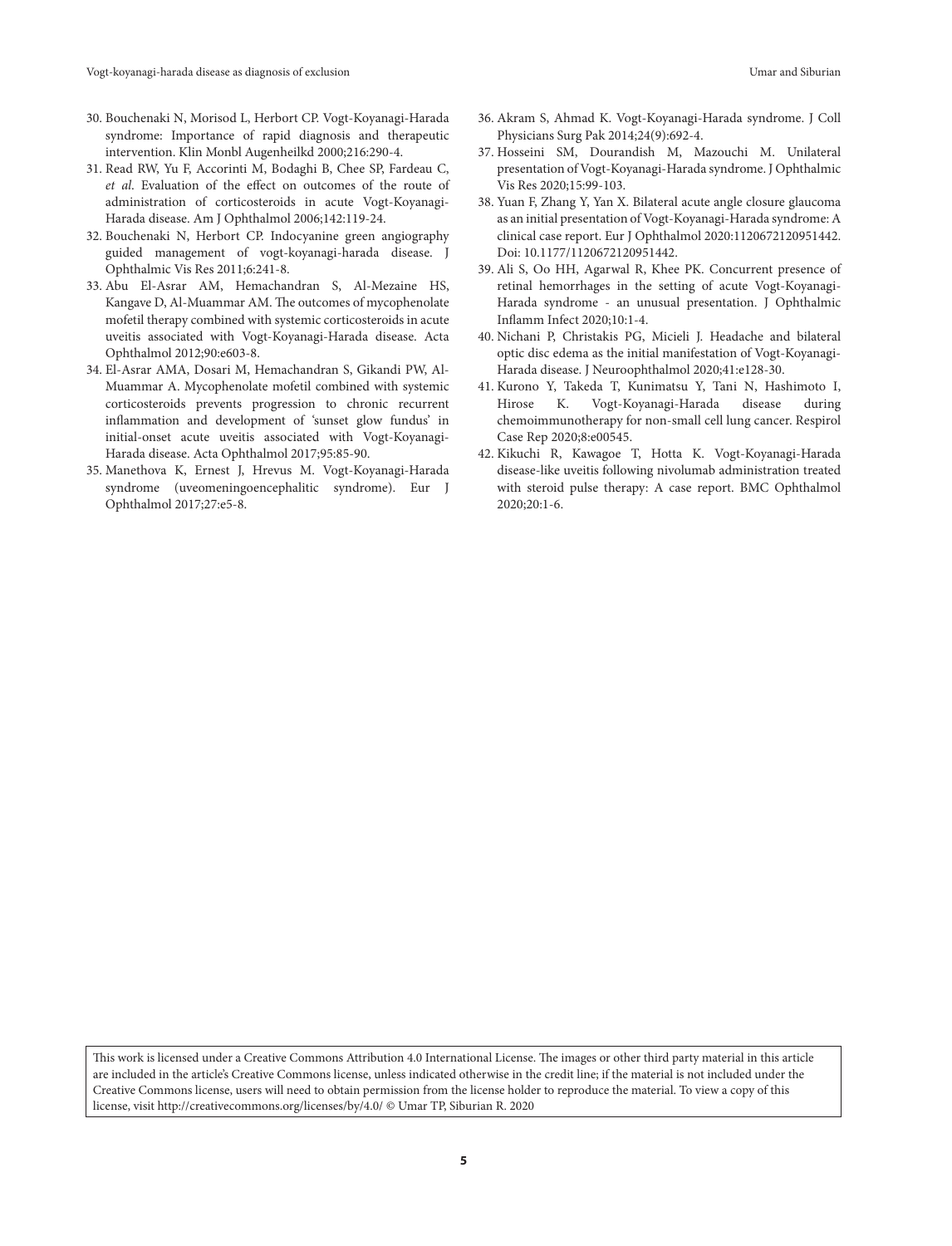30. Bouchenaki N, Morisod L, Herbort CP. Vogt-Koyanagi-Harada syndrome: Importance of rapid diagnosis and therapeutic intervention. Klin Monbl Augenheilkd 2000;216:290-4.
31. Read RW, Yu F, Accorinti M, Bodaghi B, Chee SP, Fardeau C, *et al*. Evaluation of the effect on outcomes of the route of administration of corticosteroids in acute Vogt-Koyanagi-Harada disease. Am J Ophthalmol 2006;142:119-24.
32. Bouchenaki N, Herbort CP. Indocyanine green angiography guided management of vogt-koyanagi-harada disease. J Ophthalmic Vis Res 2011;6:241-8.
33. Abu El-Asrar AM, Hemachandran S, Al-Mezaine HS, Kangave D, Al-Muammar AM. The outcomes of mycophenolate mofetil therapy combined with systemic corticosteroids in acute uveitis associated with Vogt-Koyanagi-Harada disease. Acta Ophthalmol 2012;90:e603-8.
34. El-Asrar AMA, Dosari M, Hemachandran S, Gikandi PW, Al-Muammar A. Mycophenolate mofetil combined with systemic corticosteroids prevents progression to chronic recurrent inflammation and development of 'sunset glow fundus' in initial-onset acute uveitis associated with Vogt-Koyanagi-Harada disease. Acta Ophthalmol 2017;95:85-90.
35. Manethova K, Ernest J, Hrevus M. Vogt-Koyanagi-Harada syndrome (uveomeningoencephalitic syndrome). Eur J Ophthalmol 2017;27:e5-8.
36. Akram S, Ahmad K. Vogt-Koyanagi-Harada syndrome. J Coll Physicians Surg Pak 2014;24(9):692-4.
37. Hosseini SM, Dourandish M, Mazouchi M. Unilateral presentation of Vogt-Koyanagi-Harada syndrome. J Ophthalmic Vis Res 2020;15:99-103.
38. Yuan F, Zhang Y, Yan X. Bilateral acute angle closure glaucoma as an initial presentation of Vogt-Koyanagi-Harada syndrome: A clinical case report. Eur J Ophthalmol 2020:1120672120951442. Doi: 10.1177/1120672120951442.
39. Ali S, Oo HH, Agarwal R, Khee PK. Concurrent presence of retinal hemorrhages in the setting of acute Vogt-Koyanagi-Harada syndrome - an unusual presentation. J Ophthalmic Inflamm Infect 2020;10:1-4.
40. Nichani P, Christakis PG, Micieli J. Headache and bilateral optic disc edema as the initial manifestation of Vogt-Koyanagi-Harada disease. J Neuroophthalmol 2020;41:e128-30.
41. Kurono Y, Takeda T, Kunimatsu Y, Tani N, Hashimoto I, Hirose K. Vogt-Koyanagi-Harada disease during chemoimmunotherapy for non-small cell lung cancer. Respirol Case Rep 2020;8:e00545.
42. Kikuchi R, Kawagoe T, Hotta K. Vogt-Koyanagi-Harada disease-like uveitis following nivolumab administration treated with steroid pulse therapy: A case report. BMC Ophthalmol 2020;20:1-6.

This work is licensed under a Creative Commons Attribution 4.0 International License. The images or other third party material in this article are included in the article's Creative Commons license, unless indicated otherwise in the credit line; if the material is not included under the Creative Commons license, users will need to obtain permission from the license holder to reproduce the material. To view a copy of this license, visit http://creativecommons.org/licenses/by/4.0/ © Umar TP, Siburian R. 2020